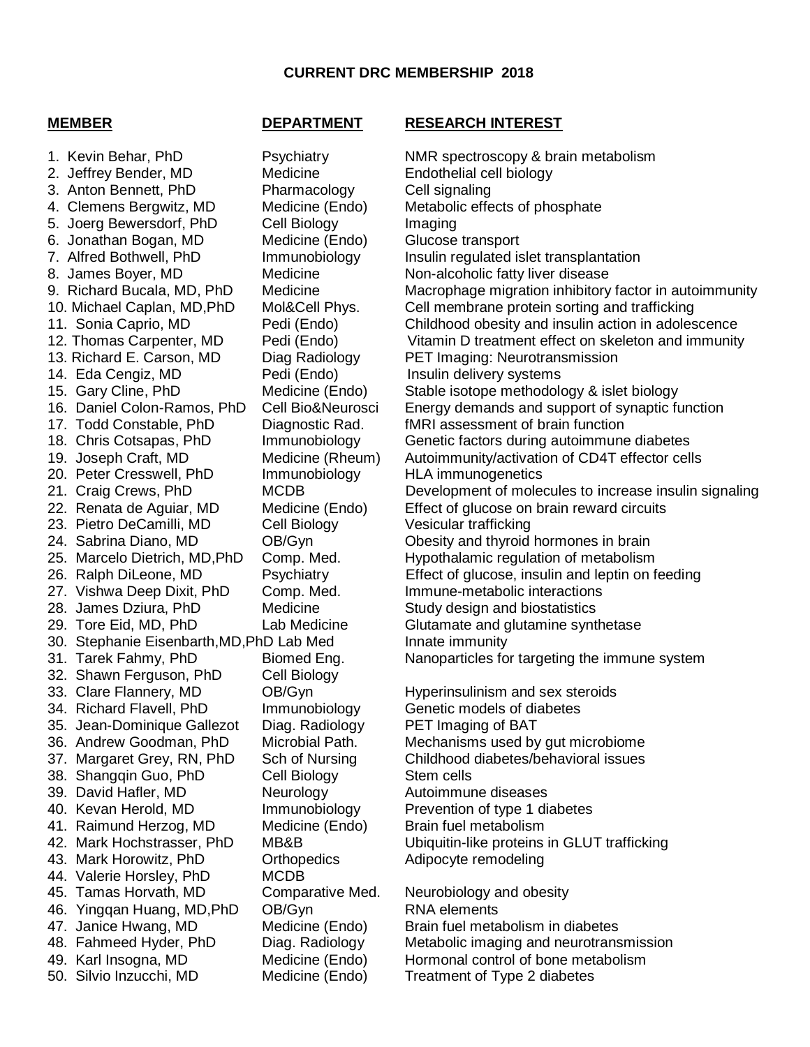**CURRENT DRC MEMBERSHIP 2018**

| MEMBER | DEPARTMENT | RESEARCH INTEREST |
|---|---|---|
| 1. Kevin Behar, PhD | Psychiatry | NMR spectroscopy & brain metabolism |
| 2. Jeffrey Bender, MD | Medicine | Endothelial cell biology |
| 3. Anton Bennett, PhD | Pharmacology | Cell signaling |
| 4. Clemens Bergwitz, MD | Medicine (Endo) | Metabolic effects of phosphate |
| 5. Joerg Bewersdorf, PhD | Cell Biology | Imaging |
| 6. Jonathan Bogan, MD | Medicine (Endo) | Glucose transport |
| 7. Alfred Bothwell, PhD | Immunobiology | Insulin regulated islet transplantation |
| 8. James Boyer, MD | Medicine | Non-alcoholic fatty liver disease |
| 9. Richard Bucala, MD, PhD | Medicine | Macrophage migration inhibitory factor in autoimmunity |
| 10. Michael Caplan, MD,PhD | Mol&Cell Phys. | Cell membrane protein sorting and trafficking |
| 11. Sonia Caprio, MD | Pedi (Endo) | Childhood obesity and insulin action in adolescence |
| 12. Thomas Carpenter, MD | Pedi (Endo) | Vitamin D treatment effect on skeleton and immunity |
| 13. Richard E. Carson, MD | Diag Radiology | PET Imaging: Neurotransmission |
| 14. Eda Cengiz, MD | Pedi (Endo) | Insulin delivery systems |
| 15. Gary Cline, PhD | Medicine (Endo) | Stable isotope methodology & islet biology |
| 16. Daniel Colon-Ramos, PhD | Cell Bio&Neurosci | Energy demands and support of synaptic function |
| 17. Todd Constable, PhD | Diagnostic Rad. | fMRI assessment of brain function |
| 18. Chris Cotsapas, PhD | Immunobiology | Genetic factors during autoimmune diabetes |
| 19. Joseph Craft, MD | Medicine (Rheum) | Autoimmunity/activation of CD4T effector cells |
| 20. Peter Cresswell, PhD | Immunobiology | HLA immunogenetics |
| 21. Craig Crews, PhD | MCDB | Development of molecules to increase insulin signaling |
| 22. Renata de Aguiar, MD | Medicine (Endo) | Effect of glucose on brain reward circuits |
| 23. Pietro DeCamilli, MD | Cell Biology | Vesicular trafficking |
| 24. Sabrina Diano, MD | OB/Gyn | Obesity and thyroid hormones in brain |
| 25. Marcelo Dietrich, MD,PhD | Comp. Med. | Hypothalamic regulation of metabolism |
| 26. Ralph DiLeone, MD | Psychiatry | Effect of glucose, insulin and leptin on feeding |
| 27. Vishwa Deep Dixit, PhD | Comp. Med. | Immune-metabolic interactions |
| 28. James Dziura, PhD | Medicine | Study design and biostatistics |
| 29. Tore Eid, MD, PhD | Lab Medicine | Glutamate and glutamine synthetase |
| 30. Stephanie Eisenbarth,MD,PhD | Lab Med | Innate immunity |
| 31. Tarek Fahmy, PhD | Biomed Eng. | Nanoparticles for targeting the immune system |
| 32. Shawn Ferguson, PhD | Cell Biology | |
| 33. Clare Flannery, MD | OB/Gyn | Hyperinsulinism and sex steroids |
| 34. Richard Flavell, PhD | Immunobiology | Genetic models of diabetes |
| 35. Jean-Dominique Gallezot | Diag. Radiology | PET Imaging of BAT |
| 36. Andrew Goodman, PhD | Microbial Path. | Mechanisms used by gut microbiome |
| 37. Margaret Grey, RN, PhD | Sch of Nursing | Childhood diabetes/behavioral issues |
| 38. Shangqin Guo, PhD | Cell Biology | Stem cells |
| 39. David Hafler, MD | Neurology | Autoimmune diseases |
| 40. Kevan Herold, MD | Immunobiology | Prevention of type 1 diabetes |
| 41. Raimund Herzog, MD | Medicine (Endo) | Brain fuel metabolism |
| 42. Mark Hochstrasser, PhD | MB&B | Ubiquitin-like proteins in GLUT trafficking |
| 43. Mark Horowitz, PhD | Orthopedics | Adipocyte remodeling |
| 44. Valerie Horsley, PhD | MCDB | |
| 45. Tamas Horvath, MD | Comparative Med. | Neurobiology and obesity |
| 46. Yingqan Huang, MD,PhD | OB/Gyn | RNA elements |
| 47. Janice Hwang, MD | Medicine (Endo) | Brain fuel metabolism in diabetes |
| 48. Fahmeed Hyder, PhD | Diag. Radiology | Metabolic imaging and neurotransmission |
| 49. Karl Insogna, MD | Medicine (Endo) | Hormonal control of bone metabolism |
| 50. Silvio Inzucchi, MD | Medicine (Endo) | Treatment of Type 2 diabetes |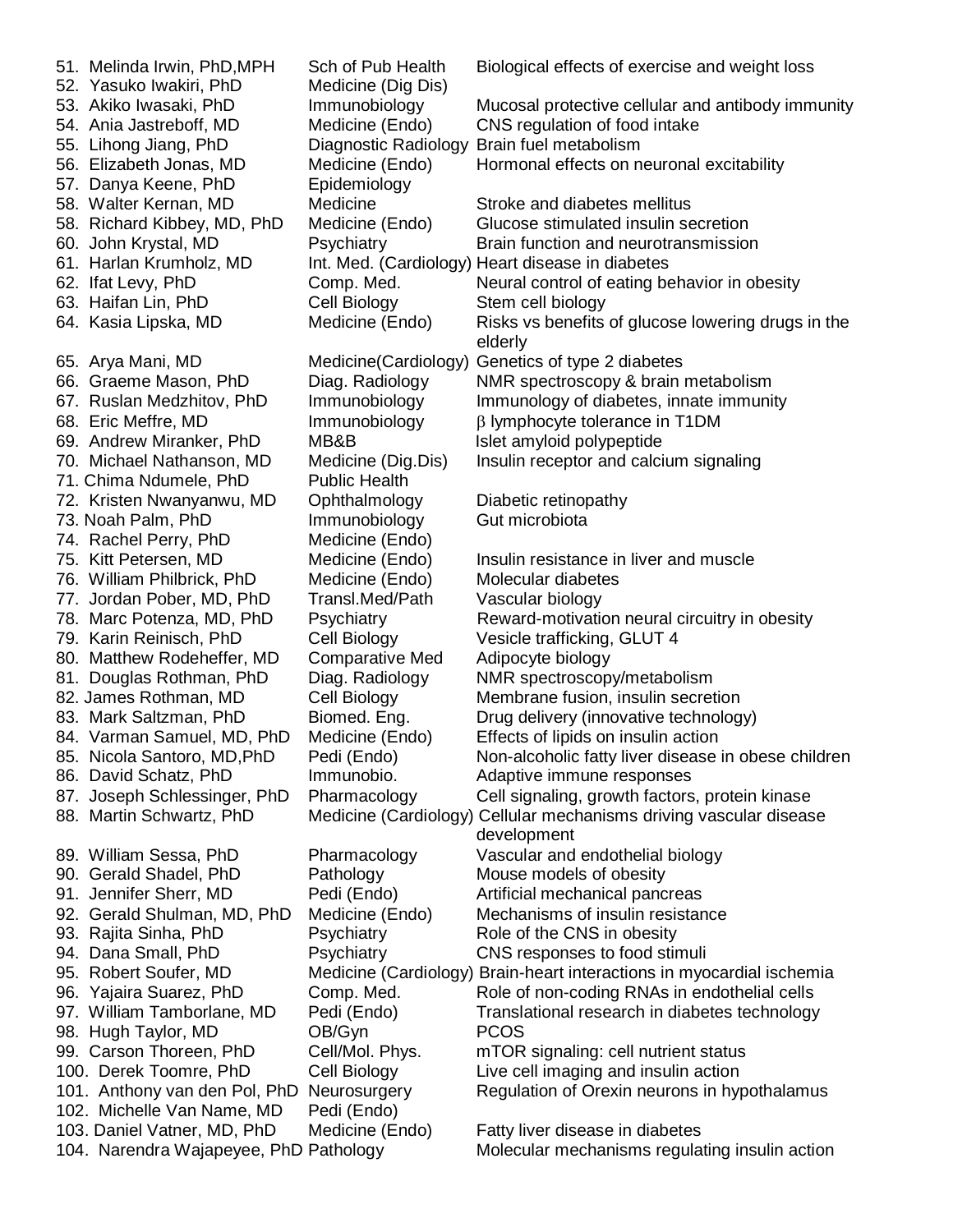| | | |
|---|---|---|
| 51. Melinda Irwin, PhD,MPH | Sch of Pub Health | Biological effects of exercise and weight loss |
| 52. Yasuko Iwakiri, PhD | Medicine (Dig Dis) | |
| 53. Akiko Iwasaki, PhD | Immunobiology | Mucosal protective cellular and antibody immunity |
| 54. Ania Jastreboff, MD | Medicine (Endo) | CNS regulation of food intake |
| 55. Lihong Jiang, PhD | Diagnostic Radiology | Brain fuel metabolism |
| 56. Elizabeth Jonas, MD | Medicine (Endo) | Hormonal effects on neuronal excitability |
| 57. Danya Keene, PhD | Epidemiology | |
| 58. Walter Kernan, MD | Medicine | Stroke and diabetes mellitus |
| 58. Richard Kibbey, MD, PhD | Medicine (Endo) | Glucose stimulated insulin secretion |
| 60. John Krystal, MD | Psychiatry | Brain function and neurotransmission |
| 61. Harlan Krumholz, MD | Int. Med. (Cardiology) | Heart disease in diabetes |
| 62. Ifat Levy, PhD | Comp. Med. | Neural control of eating behavior in obesity |
| 63. Haifan Lin, PhD | Cell Biology | Stem cell biology |
| 64. Kasia Lipska, MD | Medicine (Endo) | Risks vs benefits of glucose lowering drugs in the elderly |
| 65. Arya Mani, MD | Medicine(Cardiology) | Genetics of type 2 diabetes |
| 66. Graeme Mason, PhD | Diag. Radiology | NMR spectroscopy & brain metabolism |
| 67. Ruslan Medzhitov, PhD | Immunobiology | Immunology of diabetes, innate immunity |
| 68. Eric Meffre, MD | Immunobiology | β lymphocyte tolerance in T1DM |
| 69. Andrew Miranker, PhD | MB&B | Islet amyloid polypeptide |
| 70. Michael Nathanson, MD | Medicine (Dig.Dis) | Insulin receptor and calcium signaling |
| 71. Chima Ndumele, PhD | Public Health | |
| 72. Kristen Nwanyanwu, MD | Ophthalmology | Diabetic retinopathy |
| 73. Noah Palm, PhD | Immunobiology | Gut microbiota |
| 74. Rachel Perry, PhD | Medicine (Endo) | |
| 75. Kitt Petersen, MD | Medicine (Endo) | Insulin resistance in liver and muscle |
| 76. William Philbrick, PhD | Medicine (Endo) | Molecular diabetes |
| 77. Jordan Pober, MD, PhD | Transl.Med/Path | Vascular biology |
| 78. Marc Potenza, MD, PhD | Psychiatry | Reward-motivation neural circuitry in obesity |
| 79. Karin Reinisch, PhD | Cell Biology | Vesicle trafficking, GLUT 4 |
| 80. Matthew Rodeheffer, MD | Comparative Med | Adipocyte biology |
| 81. Douglas Rothman, PhD | Diag. Radiology | NMR spectroscopy/metabolism |
| 82. James Rothman, MD | Cell Biology | Membrane fusion, insulin secretion |
| 83. Mark Saltzman, PhD | Biomed. Eng. | Drug delivery (innovative technology) |
| 84. Varman Samuel, MD, PhD | Medicine (Endo) | Effects of lipids on insulin action |
| 85. Nicola Santoro, MD,PhD | Pedi (Endo) | Non-alcoholic fatty liver disease in obese children |
| 86. David Schatz, PhD | Immunobio. | Adaptive immune responses |
| 87. Joseph Schlessinger, PhD | Pharmacology | Cell signaling, growth factors, protein kinase |
| 88. Martin Schwartz, PhD | Medicine (Cardiology) | Cellular mechanisms driving vascular disease development |
| 89. William Sessa, PhD | Pharmacology | Vascular and endothelial biology |
| 90. Gerald Shadel, PhD | Pathology | Mouse models of obesity |
| 91. Jennifer Sherr, MD | Pedi (Endo) | Artificial mechanical pancreas |
| 92. Gerald Shulman, MD, PhD | Medicine (Endo) | Mechanisms of insulin resistance |
| 93. Rajita Sinha, PhD | Psychiatry | Role of the CNS in obesity |
| 94. Dana Small, PhD | Psychiatry | CNS responses to food stimuli |
| 95. Robert Soufer, MD | Medicine (Cardiology) | Brain-heart interactions in myocardial ischemia |
| 96. Yajaira Suarez, PhD | Comp. Med. | Role of non-coding RNAs in endothelial cells |
| 97. William Tamborlane, MD | Pedi (Endo) | Translational research in diabetes technology |
| 98. Hugh Taylor, MD | OB/Gyn | PCOS |
| 99. Carson Thoreen, PhD | Cell/Mol. Phys. | mTOR signaling: cell nutrient status |
| 100. Derek Toomre, PhD | Cell Biology | Live cell imaging and insulin action |
| 101. Anthony van den Pol, PhD | Neurosurgery | Regulation of Orexin neurons in hypothalamus |
| 102. Michelle Van Name, MD | Pedi (Endo) | |
| 103. Daniel Vatner, MD, PhD | Medicine (Endo) | Fatty liver disease in diabetes |
| 104. Narendra Wajapeyee, PhD | Pathology | Molecular mechanisms regulating insulin action |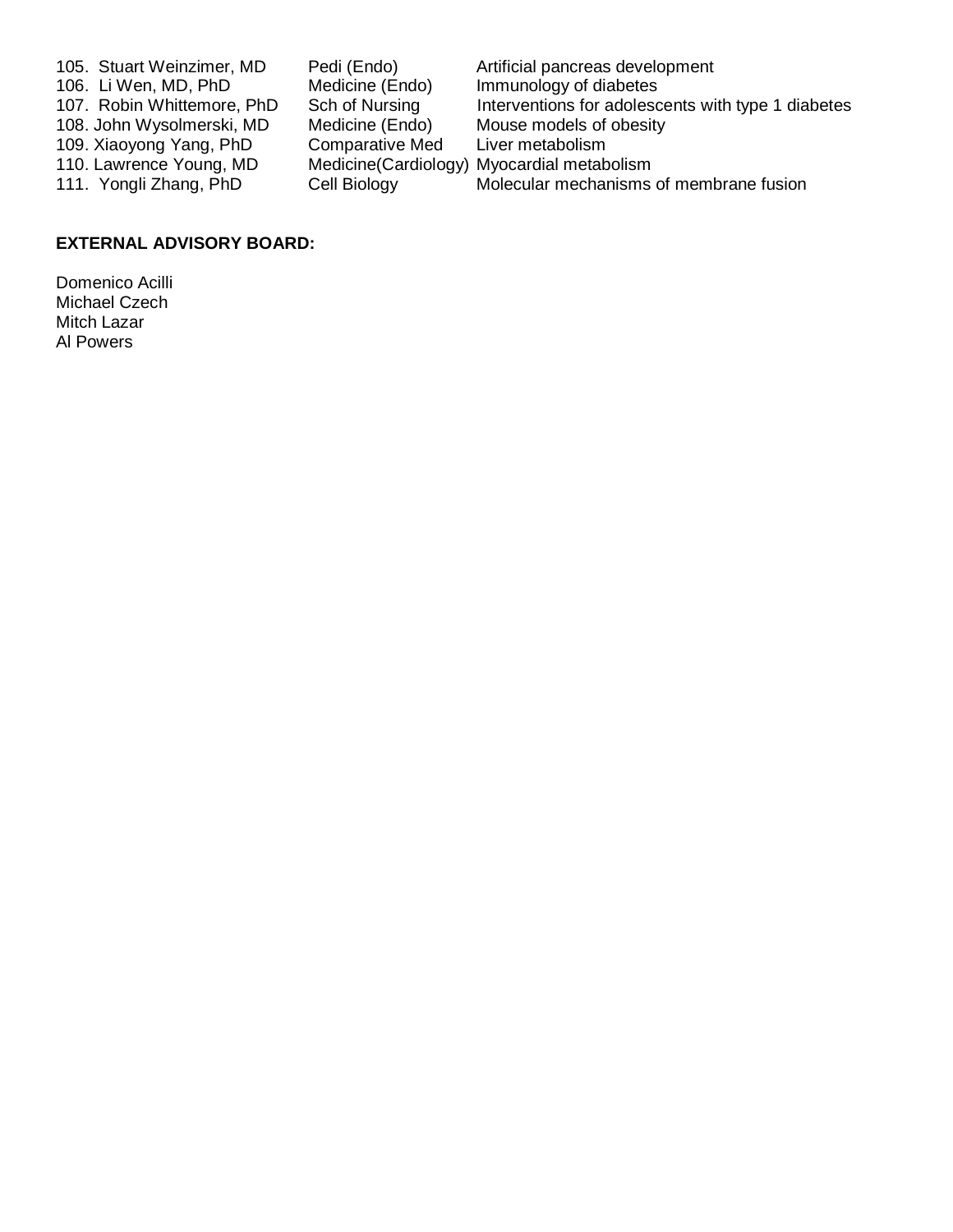| | | |
|---|---|---|
| 105. Stuart Weinzimer, MD | Pedi (Endo) | Artificial pancreas development |
| 106. Li Wen, MD, PhD | Medicine (Endo) | Immunology of diabetes |
| 107. Robin Whittemore, PhD | Sch of Nursing | Interventions for adolescents with type 1 diabetes |
| 108. John Wysolmerski, MD | Medicine (Endo) | Mouse models of obesity |
| 109. Xiaoyong Yang, PhD | Comparative Med | Liver metabolism |
| 110. Lawrence Young, MD | Medicine(Cardiology) | Myocardial metabolism |
| 111. Yongli Zhang, PhD | Cell Biology | Molecular mechanisms of membrane fusion |

**EXTERNAL ADVISORY BOARD:**

Domenico Acilli
Michael Czech
Mitch Lazar
Al Powers